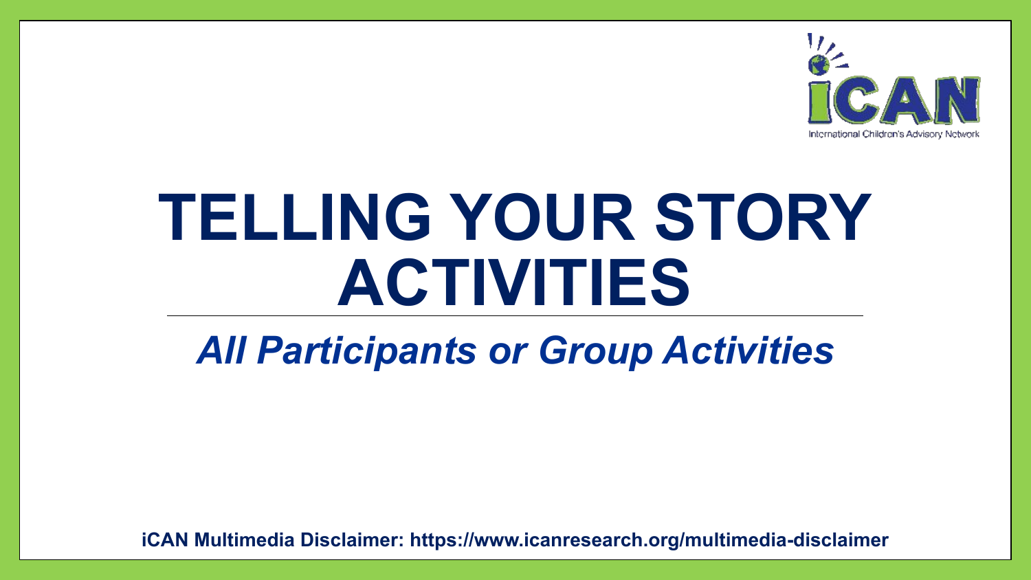iCAN

International Children's Advisory Network

# TELLING YOUR STORY ACTIVITIES

## *All Participants or Group Activities*

**iCAN Multimedia Disclaimer: https://www.icanresearch.org/multimedia-disclaimer**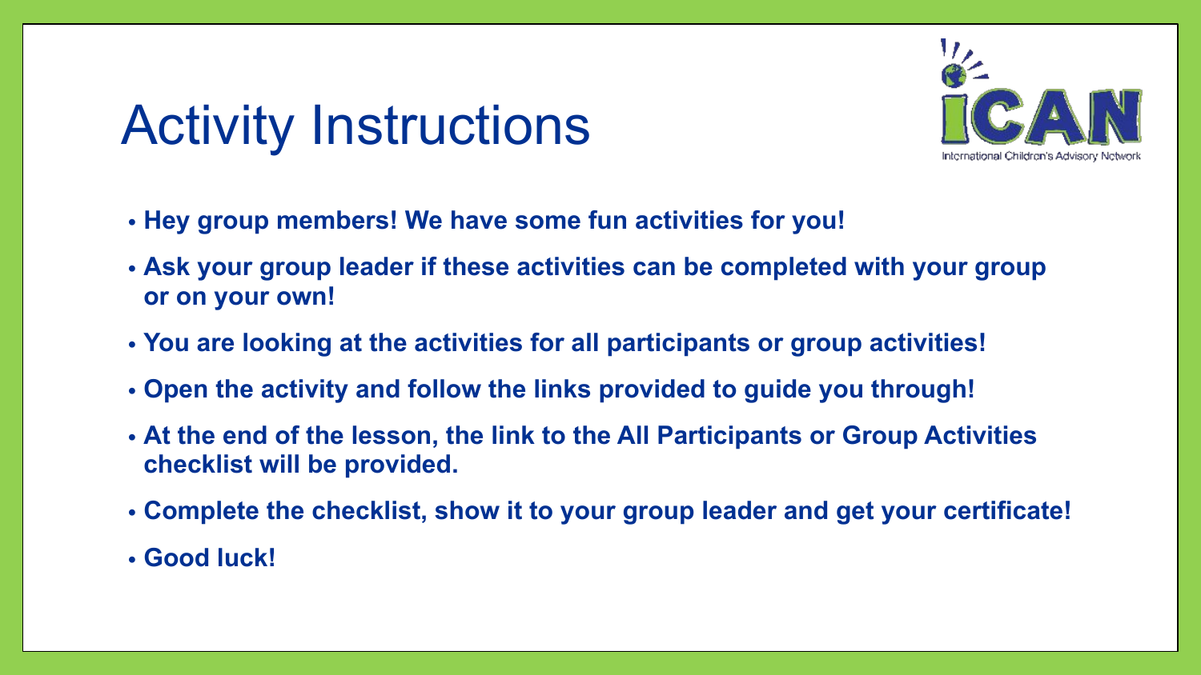# Activity Instructions

- **Hey group members! We have some fun activities for you!**
- **Ask your group leader if these activities can be completed with your group or on your own!**
- **You are looking at the activities for all participants or group activities!**
- **Open the activity and follow the links provided to guide you through!**
- **At the end of the lesson, the link to the All Participants or Group Activities checklist will be provided.**
- **Complete the checklist, show it to your group leader and get your certificate!**
- **Good luck!**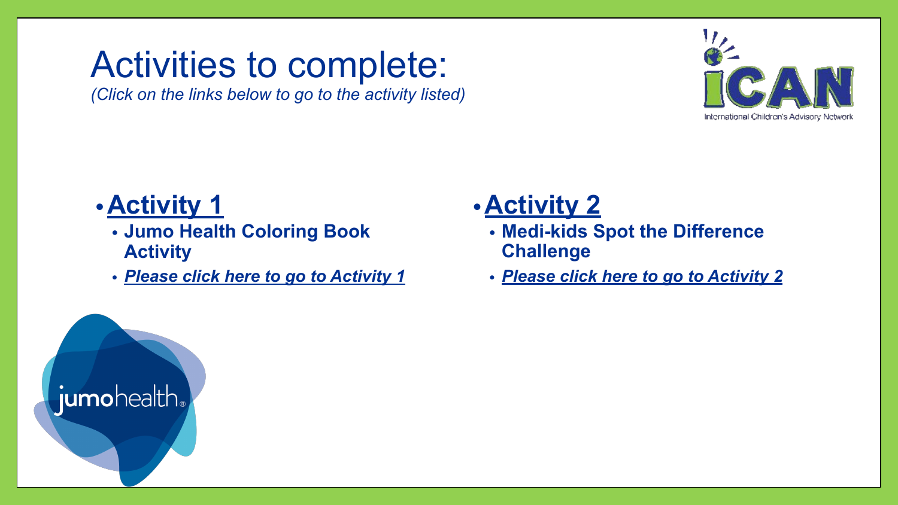# Activities to complete:

*(Click on the links below to go to the activity listed)*

- **Activity 1**
  - **Jumo Health Coloring Book Activity**
  - ***Please click here to go to Activity 1***

- **Activity 2**
  - **Medi-kids Spot the Difference Challenge**
  - ***Please click here to go to Activity 2***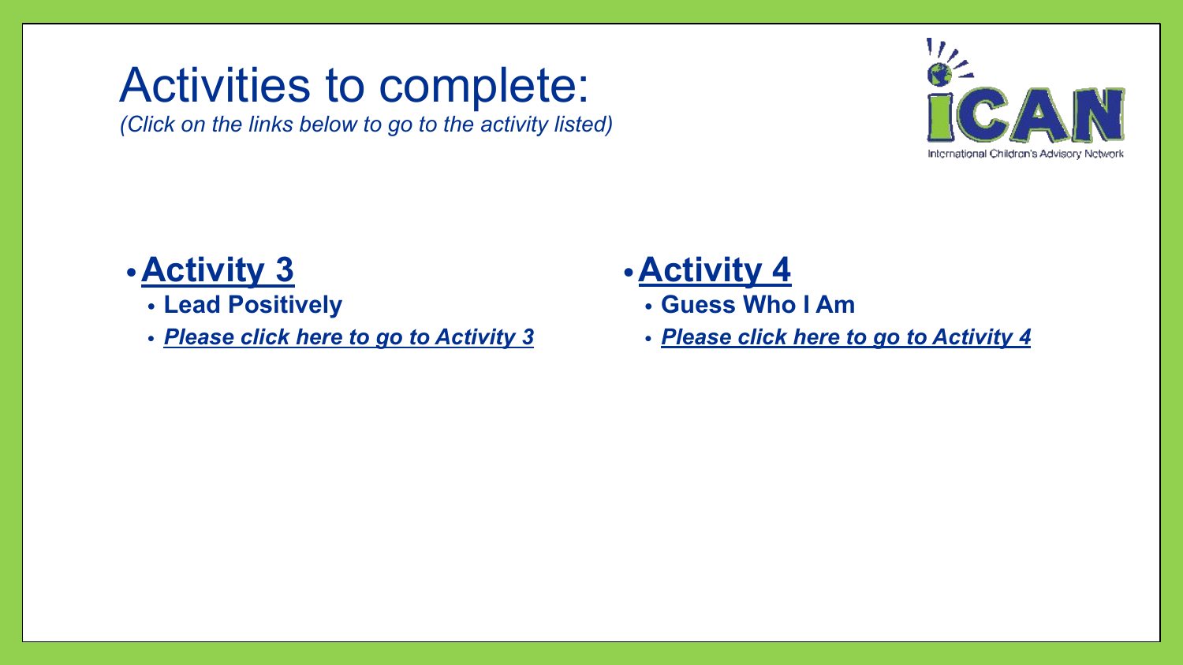# Activities to complete:

*(Click on the links below to go to the activity listed)*

International Children's Advisory Network

- **Activity 3**
  - **Lead Positively**
  - ***Please click here to go to Activity 3***
- **Activity 4**
  - **Guess Who I Am**
  - ***Please click here to go to Activity 4***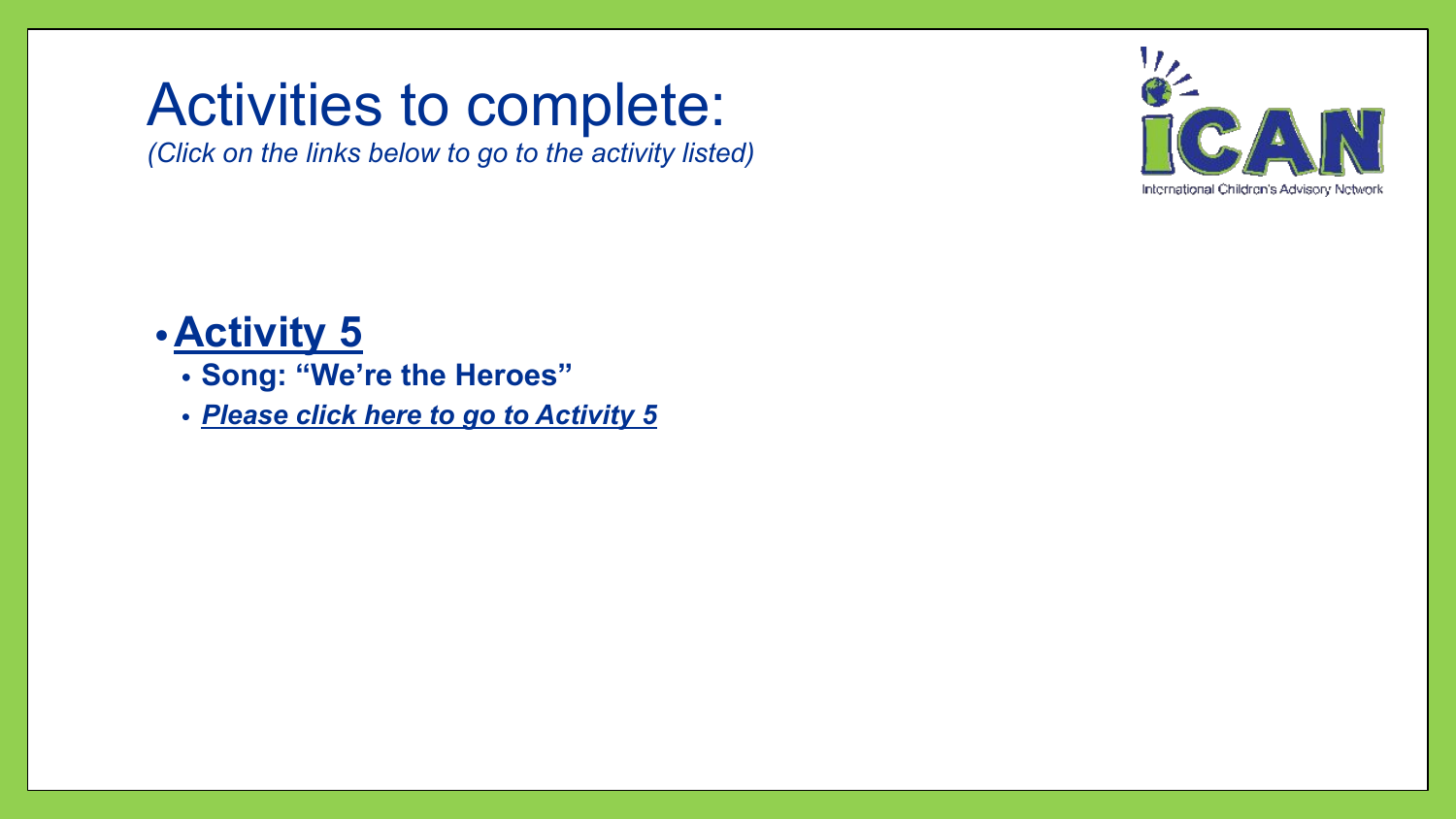# Activities to complete:

*(Click on the links below to go to the activity listed)*

iCAN
International Children's Advisory Network

- **Activity 5**
  - **Song: "We're the Heroes"**
  - ***Please click here to go to Activity 5***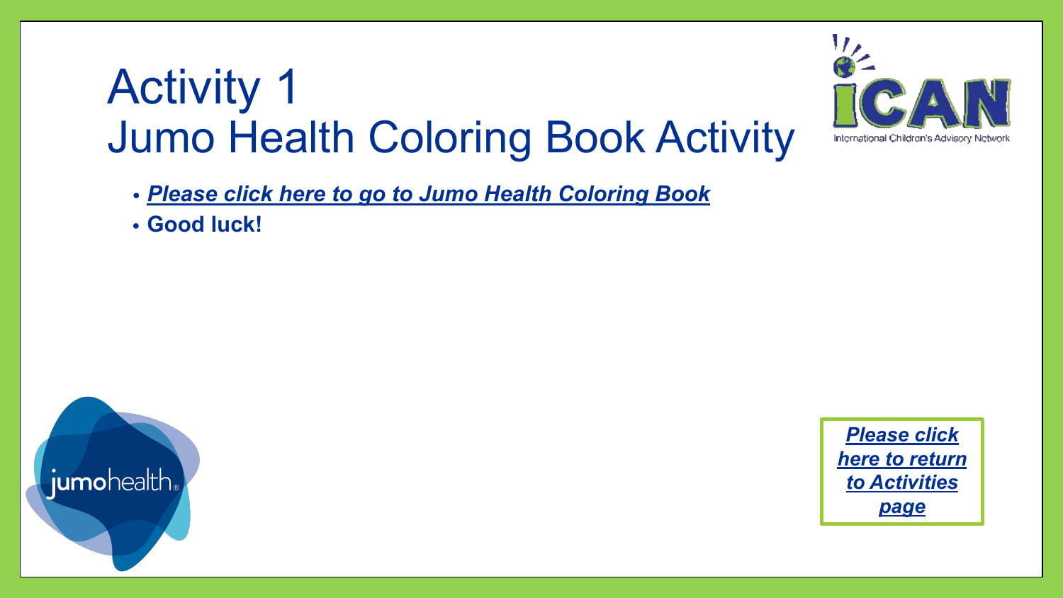# Activity 1
# Jumo Health Coloring Book Activity

- ***Please click here to go to Jumo Health Coloring Book***
- **Good luck!**

***Please click here to return to Activities page***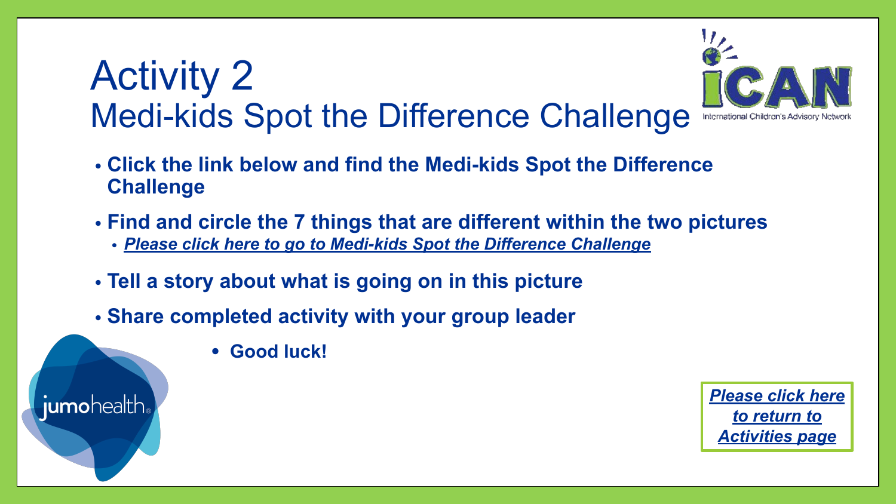# Activity 2
## Medi-kids Spot the Difference Challenge

- **Click the link below and find the Medi-kids Spot the Difference Challenge**
- **Find and circle the 7 things that are different within the two pictures**
  - ***Please click here to go to Medi-kids Spot the Difference Challenge***
- **Tell a story about what is going on in this picture**
- **Share completed activity with your group leader**

  - **Good luck!**

***Please click here to return to Activities page***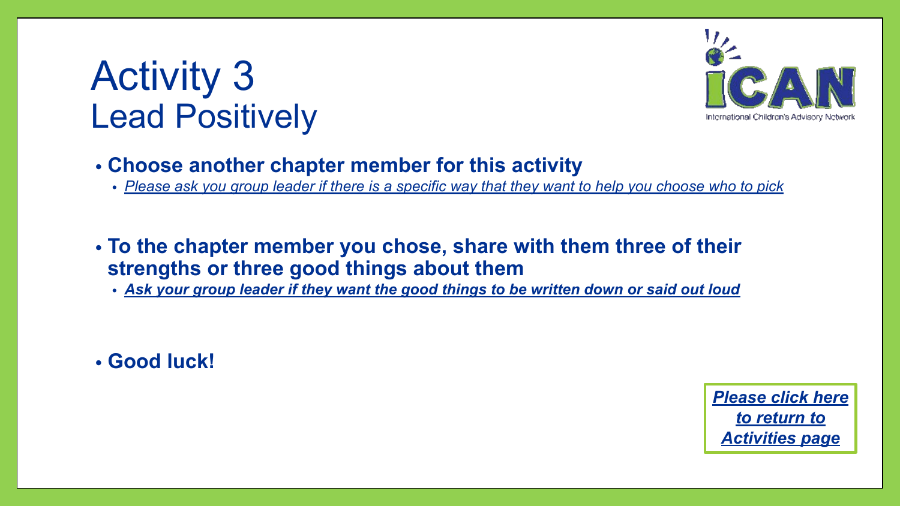# Activity 3
## Lead Positively

- **Choose another chapter member for this activity**
  - *Please ask you group leader if there is a specific way that they want to help you choose who to pick*

- **To the chapter member you chose, share with them three of their strengths or three good things about them**
  - ***Ask your group leader if they want the good things to be written down or said out loud***

- **Good luck!**

***Please click here to return to Activities page***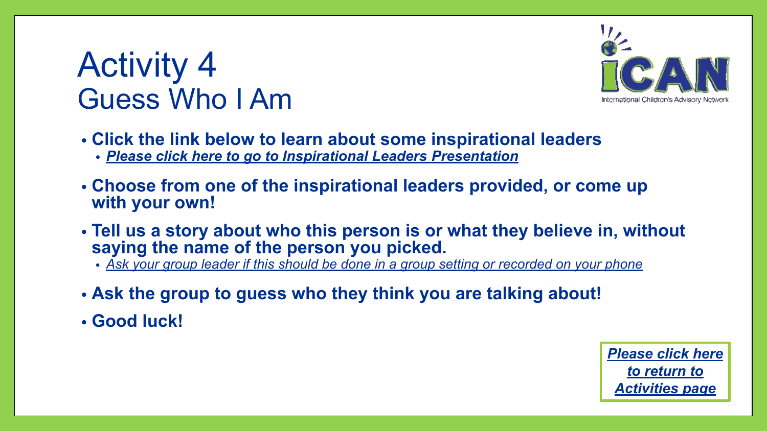# Activity 4
## Guess Who I Am

International Children's Advisory Network

- **Click the link below to learn about some inspirational leaders**
  - ***Please click here to go to Inspirational Leaders Presentation***
- **Choose from one of the inspirational leaders provided, or come up with your own!**
- **Tell us a story about who this person is or what they believe in, without saying the name of the person you picked.**
  - *Ask your group leader if this should be done in a group setting or recorded on your phone*
- **Ask the group to guess who they think you are talking about!**
- **Good luck!**

***Please click here to return to Activities page***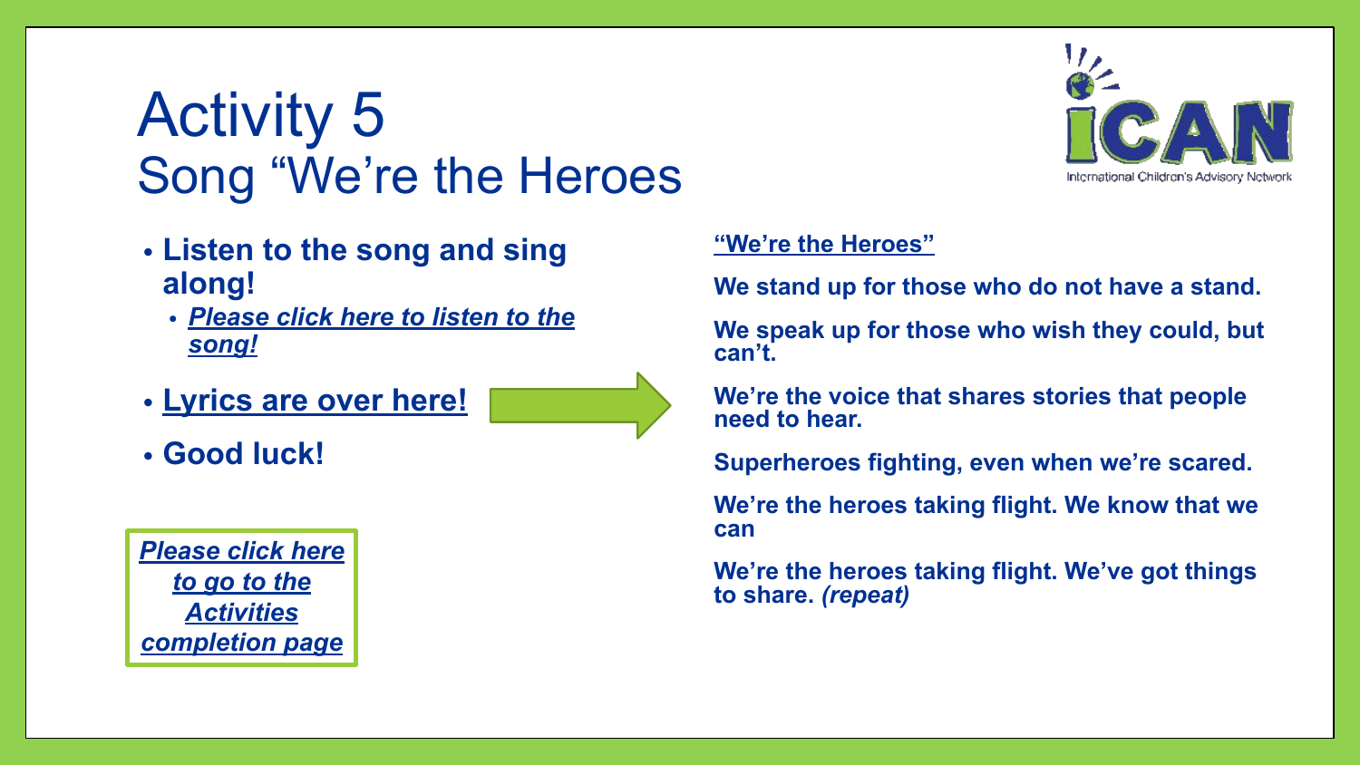# Activity 5

## Song "We're the Heroes

- **Listen to the song and sing along!**
  - ***Please click here to listen to the song!***
- **Lyrics are over here!**
- **Good luck!**

***Please click here to go to the Activities completion page***

**"We're the Heroes"**

**We stand up for those who do not have a stand.**

**We speak up for those who wish they could, but can't.**

**We're the voice that shares stories that people need to hear.**

**Superheroes fighting, even when we're scared.**

**We're the heroes taking flight. We know that we can**

**We're the heroes taking flight. We've got things to share.** ***(repeat)***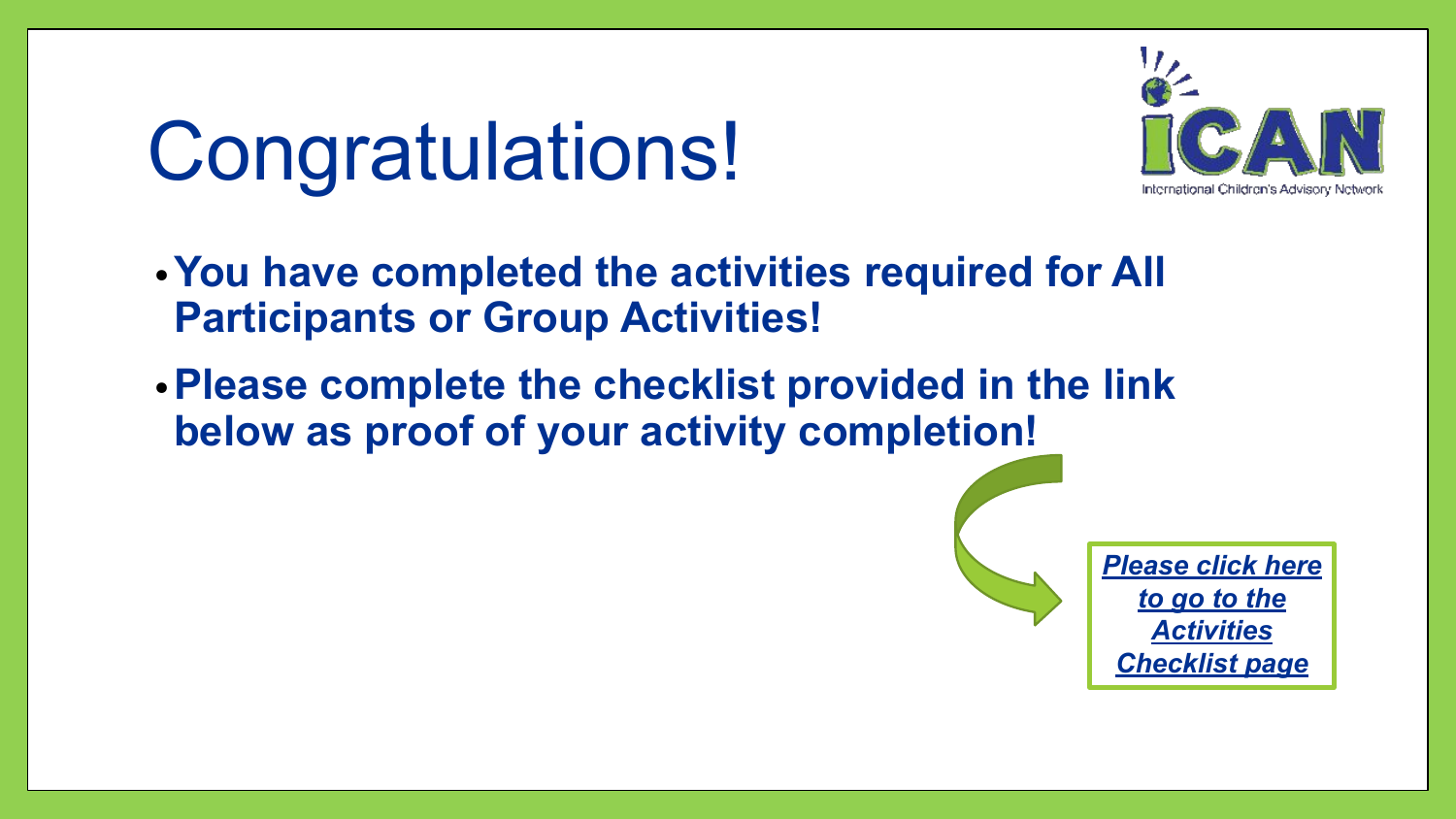# Congratulations!

iCAN
International Children's Advisory Network

- **You have completed the activities required for All Participants or Group Activities!**
- **Please complete the checklist provided in the link below as proof of your activity completion!**

***Please click here to go to the Activities Checklist page***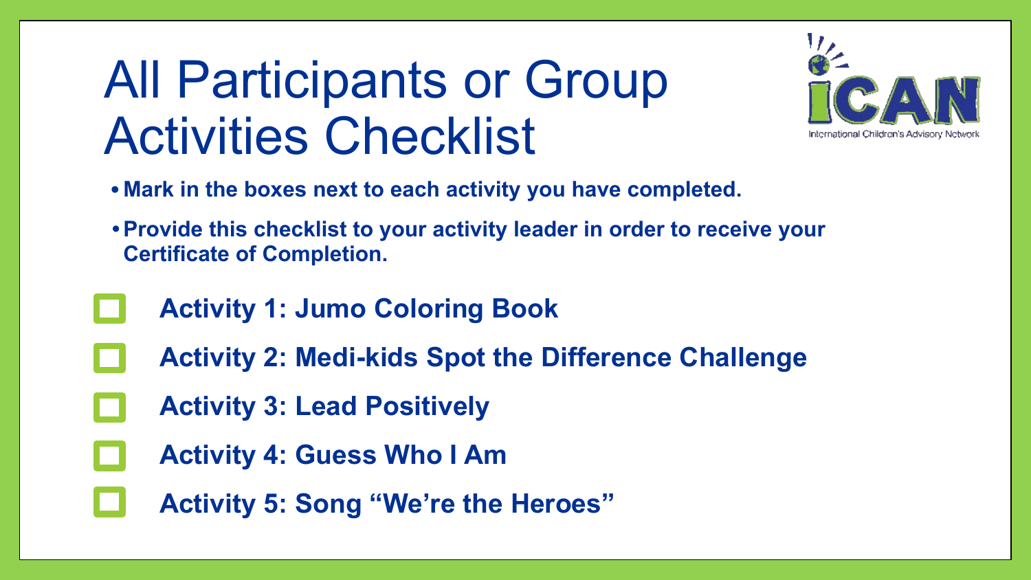# All Participants or Group Activities Checklist

- **Mark in the boxes next to each activity you have completed.**
- **Provide this checklist to your activity leader in order to receive your Certificate of Completion.**

- [ ] **Activity 1: Jumo Coloring Book**
- [ ] **Activity 2: Medi-kids Spot the Difference Challenge**
- [ ] **Activity 3: Lead Positively**
- [ ] **Activity 4: Guess Who I Am**
- [ ] **Activity 5: Song "We're the Heroes"**